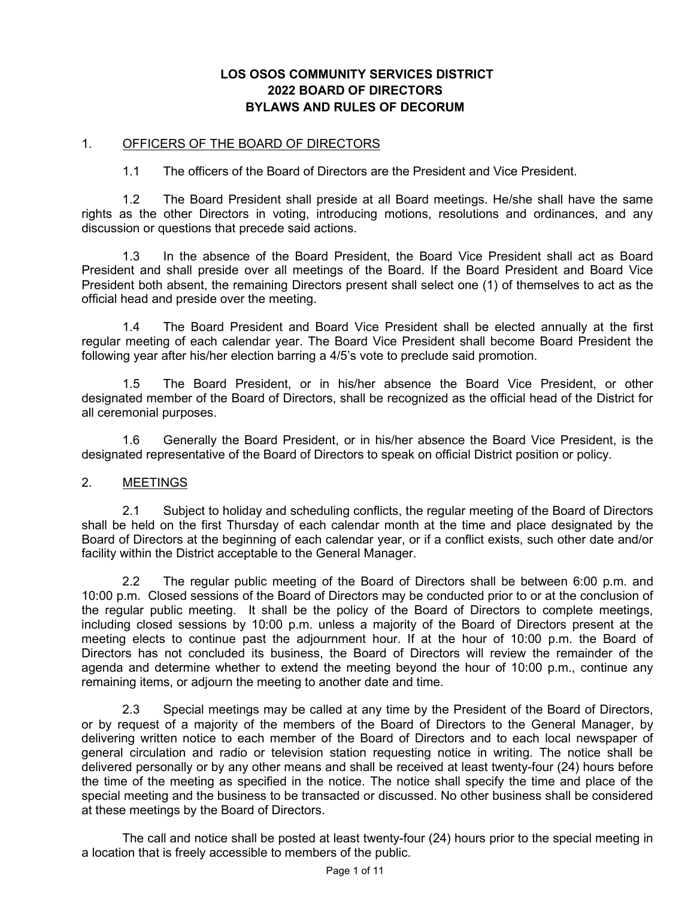# LOS OSOS COMMUNITY SERVICES DISTRICT
# 2022 BOARD OF DIRECTORS
# BYLAWS AND RULES OF DECORUM

## 1. <u>OFFICERS OF THE BOARD OF DIRECTORS</u>

1.1 The officers of the Board of Directors are the President and Vice President.

1.2 The Board President shall preside at all Board meetings. He/she shall have the same rights as the other Directors in voting, introducing motions, resolutions and ordinances, and any discussion or questions that precede said actions.

1.3 In the absence of the Board President, the Board Vice President shall act as Board President and shall preside over all meetings of the Board. If the Board President and Board Vice President both absent, the remaining Directors present shall select one (1) of themselves to act as the official head and preside over the meeting.

1.4 The Board President and Board Vice President shall be elected annually at the first regular meeting of each calendar year. The Board Vice President shall become Board President the following year after his/her election barring a 4/5's vote to preclude said promotion.

1.5 The Board President, or in his/her absence the Board Vice President, or other designated member of the Board of Directors, shall be recognized as the official head of the District for all ceremonial purposes.

1.6 Generally the Board President, or in his/her absence the Board Vice President, is the designated representative of the Board of Directors to speak on official District position or policy.

## 2. <u>MEETINGS</u>

2.1 Subject to holiday and scheduling conflicts, the regular meeting of the Board of Directors shall be held on the first Thursday of each calendar month at the time and place designated by the Board of Directors at the beginning of each calendar year, or if a conflict exists, such other date and/or facility within the District acceptable to the General Manager.

2.2 The regular public meeting of the Board of Directors shall be between 6:00 p.m. and 10:00 p.m. Closed sessions of the Board of Directors may be conducted prior to or at the conclusion of the regular public meeting. It shall be the policy of the Board of Directors to complete meetings, including closed sessions by 10:00 p.m. unless a majority of the Board of Directors present at the meeting elects to continue past the adjournment hour. If at the hour of 10:00 p.m. the Board of Directors has not concluded its business, the Board of Directors will review the remainder of the agenda and determine whether to extend the meeting beyond the hour of 10:00 p.m., continue any remaining items, or adjourn the meeting to another date and time.

2.3 Special meetings may be called at any time by the President of the Board of Directors, or by request of a majority of the members of the Board of Directors to the General Manager, by delivering written notice to each member of the Board of Directors and to each local newspaper of general circulation and radio or television station requesting notice in writing. The notice shall be delivered personally or by any other means and shall be received at least twenty-four (24) hours before the time of the meeting as specified in the notice. The notice shall specify the time and place of the special meeting and the business to be transacted or discussed. No other business shall be considered at these meetings by the Board of Directors.

The call and notice shall be posted at least twenty-four (24) hours prior to the special meeting in a location that is freely accessible to members of the public.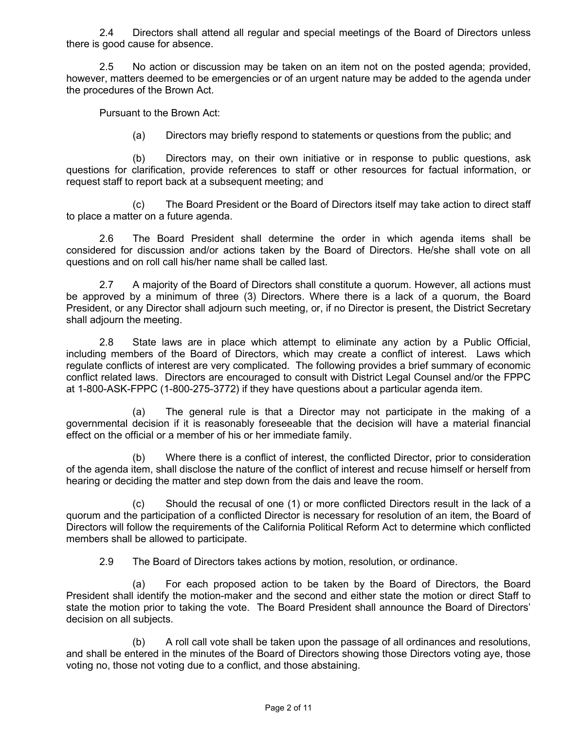2.4 Directors shall attend all regular and special meetings of the Board of Directors unless there is good cause for absence.

2.5 No action or discussion may be taken on an item not on the posted agenda; provided, however, matters deemed to be emergencies or of an urgent nature may be added to the agenda under the procedures of the Brown Act.

Pursuant to the Brown Act:

(a) Directors may briefly respond to statements or questions from the public; and

(b) Directors may, on their own initiative or in response to public questions, ask questions for clarification, provide references to staff or other resources for factual information, or request staff to report back at a subsequent meeting; and

(c) The Board President or the Board of Directors itself may take action to direct staff to place a matter on a future agenda.

2.6 The Board President shall determine the order in which agenda items shall be considered for discussion and/or actions taken by the Board of Directors. He/she shall vote on all questions and on roll call his/her name shall be called last.

2.7 A majority of the Board of Directors shall constitute a quorum. However, all actions must be approved by a minimum of three (3) Directors. Where there is a lack of a quorum, the Board President, or any Director shall adjourn such meeting, or, if no Director is present, the District Secretary shall adjourn the meeting.

2.8 State laws are in place which attempt to eliminate any action by a Public Official, including members of the Board of Directors, which may create a conflict of interest. Laws which regulate conflicts of interest are very complicated. The following provides a brief summary of economic conflict related laws. Directors are encouraged to consult with District Legal Counsel and/or the FPPC at 1-800-ASK-FPPC (1-800-275-3772) if they have questions about a particular agenda item.

(a) The general rule is that a Director may not participate in the making of a governmental decision if it is reasonably foreseeable that the decision will have a material financial effect on the official or a member of his or her immediate family.

(b) Where there is a conflict of interest, the conflicted Director, prior to consideration of the agenda item, shall disclose the nature of the conflict of interest and recuse himself or herself from hearing or deciding the matter and step down from the dais and leave the room.

(c) Should the recusal of one (1) or more conflicted Directors result in the lack of a quorum and the participation of a conflicted Director is necessary for resolution of an item, the Board of Directors will follow the requirements of the California Political Reform Act to determine which conflicted members shall be allowed to participate.

2.9 The Board of Directors takes actions by motion, resolution, or ordinance.

(a) For each proposed action to be taken by the Board of Directors, the Board President shall identify the motion-maker and the second and either state the motion or direct Staff to state the motion prior to taking the vote. The Board President shall announce the Board of Directors' decision on all subjects.

(b) A roll call vote shall be taken upon the passage of all ordinances and resolutions, and shall be entered in the minutes of the Board of Directors showing those Directors voting aye, those voting no, those not voting due to a conflict, and those abstaining.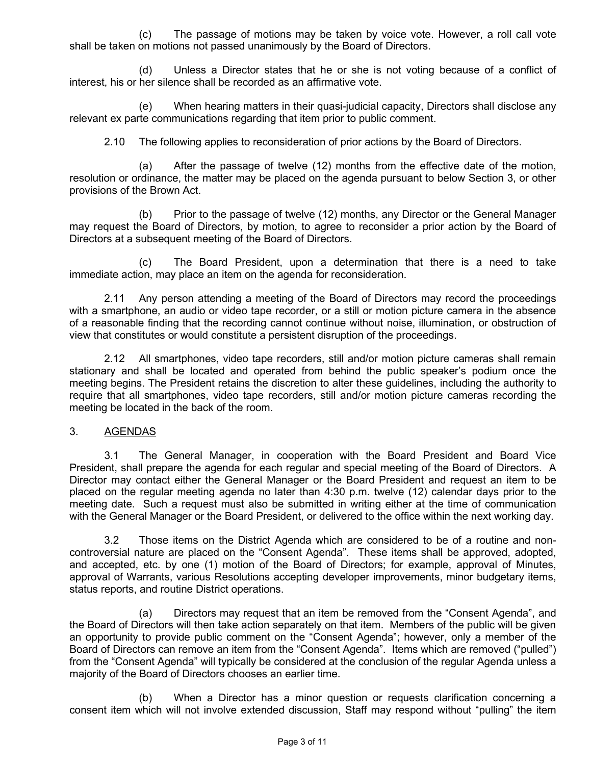(c) The passage of motions may be taken by voice vote. However, a roll call vote shall be taken on motions not passed unanimously by the Board of Directors.

(d) Unless a Director states that he or she is not voting because of a conflict of interest, his or her silence shall be recorded as an affirmative vote.

(e) When hearing matters in their quasi-judicial capacity, Directors shall disclose any relevant ex parte communications regarding that item prior to public comment.

2.10 The following applies to reconsideration of prior actions by the Board of Directors.

(a) After the passage of twelve (12) months from the effective date of the motion, resolution or ordinance, the matter may be placed on the agenda pursuant to below Section 3, or other provisions of the Brown Act.

(b) Prior to the passage of twelve (12) months, any Director or the General Manager may request the Board of Directors, by motion, to agree to reconsider a prior action by the Board of Directors at a subsequent meeting of the Board of Directors.

(c) The Board President, upon a determination that there is a need to take immediate action, may place an item on the agenda for reconsideration.

2.11 Any person attending a meeting of the Board of Directors may record the proceedings with a smartphone, an audio or video tape recorder, or a still or motion picture camera in the absence of a reasonable finding that the recording cannot continue without noise, illumination, or obstruction of view that constitutes or would constitute a persistent disruption of the proceedings.

2.12 All smartphones, video tape recorders, still and/or motion picture cameras shall remain stationary and shall be located and operated from behind the public speaker's podium once the meeting begins. The President retains the discretion to alter these guidelines, including the authority to require that all smartphones, video tape recorders, still and/or motion picture cameras recording the meeting be located in the back of the room.

3. <u>AGENDAS</u>

3.1 The General Manager, in cooperation with the Board President and Board Vice President, shall prepare the agenda for each regular and special meeting of the Board of Directors. A Director may contact either the General Manager or the Board President and request an item to be placed on the regular meeting agenda no later than 4:30 p.m. twelve (12) calendar days prior to the meeting date. Such a request must also be submitted in writing either at the time of communication with the General Manager or the Board President, or delivered to the office within the next working day.

3.2 Those items on the District Agenda which are considered to be of a routine and non-controversial nature are placed on the "Consent Agenda". These items shall be approved, adopted, and accepted, etc. by one (1) motion of the Board of Directors; for example, approval of Minutes, approval of Warrants, various Resolutions accepting developer improvements, minor budgetary items, status reports, and routine District operations.

(a) Directors may request that an item be removed from the "Consent Agenda", and the Board of Directors will then take action separately on that item. Members of the public will be given an opportunity to provide public comment on the "Consent Agenda"; however, only a member of the Board of Directors can remove an item from the "Consent Agenda". Items which are removed ("pulled") from the "Consent Agenda" will typically be considered at the conclusion of the regular Agenda unless a majority of the Board of Directors chooses an earlier time.

(b) When a Director has a minor question or requests clarification concerning a consent item which will not involve extended discussion, Staff may respond without "pulling" the item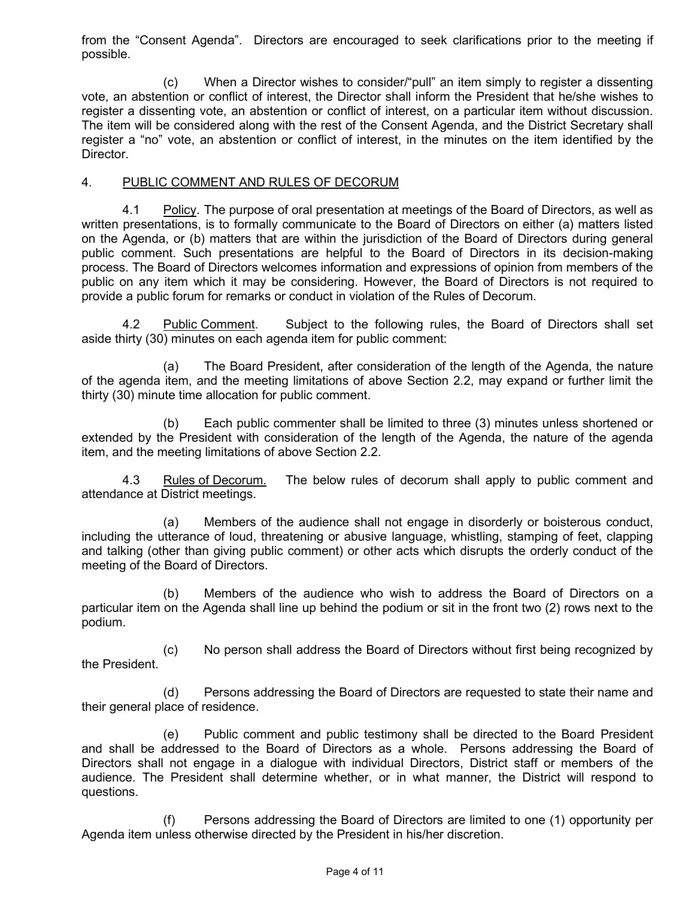from the "Consent Agenda". Directors are encouraged to seek clarifications prior to the meeting if possible.

(c) When a Director wishes to consider/"pull" an item simply to register a dissenting vote, an abstention or conflict of interest, the Director shall inform the President that he/she wishes to register a dissenting vote, an abstention or conflict of interest, on a particular item without discussion. The item will be considered along with the rest of the Consent Agenda, and the District Secretary shall register a "no" vote, an abstention or conflict of interest, in the minutes on the item identified by the Director.

## 4. PUBLIC COMMENT AND RULES OF DECORUM

4.1 Policy. The purpose of oral presentation at meetings of the Board of Directors, as well as written presentations, is to formally communicate to the Board of Directors on either (a) matters listed on the Agenda, or (b) matters that are within the jurisdiction of the Board of Directors during general public comment. Such presentations are helpful to the Board of Directors in its decision-making process. The Board of Directors welcomes information and expressions of opinion from members of the public on any item which it may be considering. However, the Board of Directors is not required to provide a public forum for remarks or conduct in violation of the Rules of Decorum.

4.2 Public Comment. Subject to the following rules, the Board of Directors shall set aside thirty (30) minutes on each agenda item for public comment:

(a) The Board President, after consideration of the length of the Agenda, the nature of the agenda item, and the meeting limitations of above Section 2.2, may expand or further limit the thirty (30) minute time allocation for public comment.

(b) Each public commenter shall be limited to three (3) minutes unless shortened or extended by the President with consideration of the length of the Agenda, the nature of the agenda item, and the meeting limitations of above Section 2.2.

4.3 Rules of Decorum. The below rules of decorum shall apply to public comment and attendance at District meetings.

(a) Members of the audience shall not engage in disorderly or boisterous conduct, including the utterance of loud, threatening or abusive language, whistling, stamping of feet, clapping and talking (other than giving public comment) or other acts which disrupts the orderly conduct of the meeting of the Board of Directors.

(b) Members of the audience who wish to address the Board of Directors on a particular item on the Agenda shall line up behind the podium or sit in the front two (2) rows next to the podium.

(c) No person shall address the Board of Directors without first being recognized by the President.

(d) Persons addressing the Board of Directors are requested to state their name and their general place of residence.

(e) Public comment and public testimony shall be directed to the Board President and shall be addressed to the Board of Directors as a whole. Persons addressing the Board of Directors shall not engage in a dialogue with individual Directors, District staff or members of the audience. The President shall determine whether, or in what manner, the District will respond to questions.

(f) Persons addressing the Board of Directors are limited to one (1) opportunity per Agenda item unless otherwise directed by the President in his/her discretion.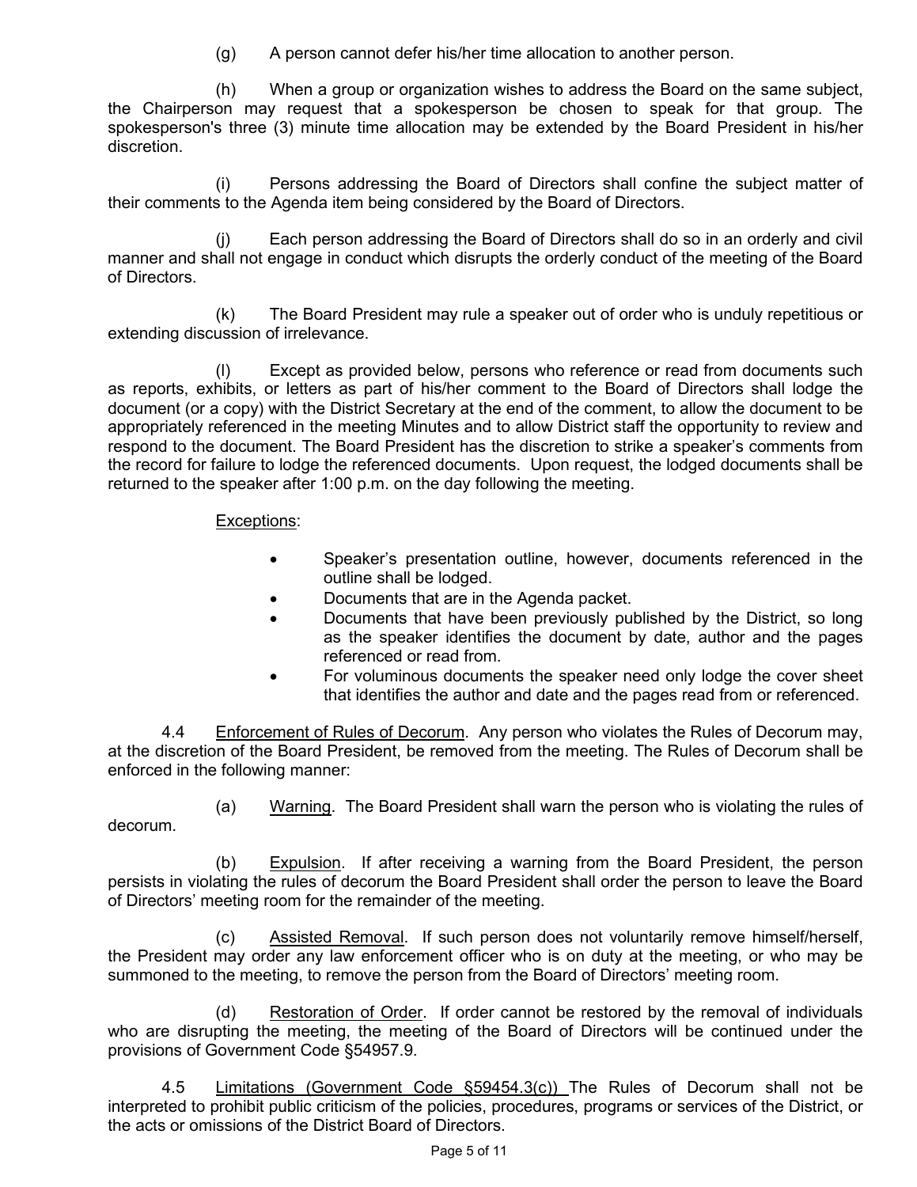(g) A person cannot defer his/her time allocation to another person.

(h) When a group or organization wishes to address the Board on the same subject, the Chairperson may request that a spokesperson be chosen to speak for that group. The spokesperson's three (3) minute time allocation may be extended by the Board President in his/her discretion.

(i) Persons addressing the Board of Directors shall confine the subject matter of their comments to the Agenda item being considered by the Board of Directors.

(j) Each person addressing the Board of Directors shall do so in an orderly and civil manner and shall not engage in conduct which disrupts the orderly conduct of the meeting of the Board of Directors.

(k) The Board President may rule a speaker out of order who is unduly repetitious or extending discussion of irrelevance.

(l) Except as provided below, persons who reference or read from documents such as reports, exhibits, or letters as part of his/her comment to the Board of Directors shall lodge the document (or a copy) with the District Secretary at the end of the comment, to allow the document to be appropriately referenced in the meeting Minutes and to allow District staff the opportunity to review and respond to the document. The Board President has the discretion to strike a speaker's comments from the record for failure to lodge the referenced documents. Upon request, the lodged documents shall be returned to the speaker after 1:00 p.m. on the day following the meeting.

<u>Exceptions</u>:

- Speaker's presentation outline, however, documents referenced in the outline shall be lodged.
- Documents that are in the Agenda packet.
- Documents that have been previously published by the District, so long as the speaker identifies the document by date, author and the pages referenced or read from.
- For voluminous documents the speaker need only lodge the cover sheet that identifies the author and date and the pages read from or referenced.

4.4 <u>Enforcement of Rules of Decorum</u>. Any person who violates the Rules of Decorum may, at the discretion of the Board President, be removed from the meeting. The Rules of Decorum shall be enforced in the following manner:

(a) <u>Warning</u>. The Board President shall warn the person who is violating the rules of decorum.

(b) <u>Expulsion</u>. If after receiving a warning from the Board President, the person persists in violating the rules of decorum the Board President shall order the person to leave the Board of Directors' meeting room for the remainder of the meeting.

(c) <u>Assisted Removal</u>. If such person does not voluntarily remove himself/herself, the President may order any law enforcement officer who is on duty at the meeting, or who may be summoned to the meeting, to remove the person from the Board of Directors' meeting room.

(d) <u>Restoration of Order</u>. If order cannot be restored by the removal of individuals who are disrupting the meeting, the meeting of the Board of Directors will be continued under the provisions of Government Code §54957.9.

4.5 <u>Limitations (Government Code §59454.3(c))</u> The Rules of Decorum shall not be interpreted to prohibit public criticism of the policies, procedures, programs or services of the District, or the acts or omissions of the District Board of Directors.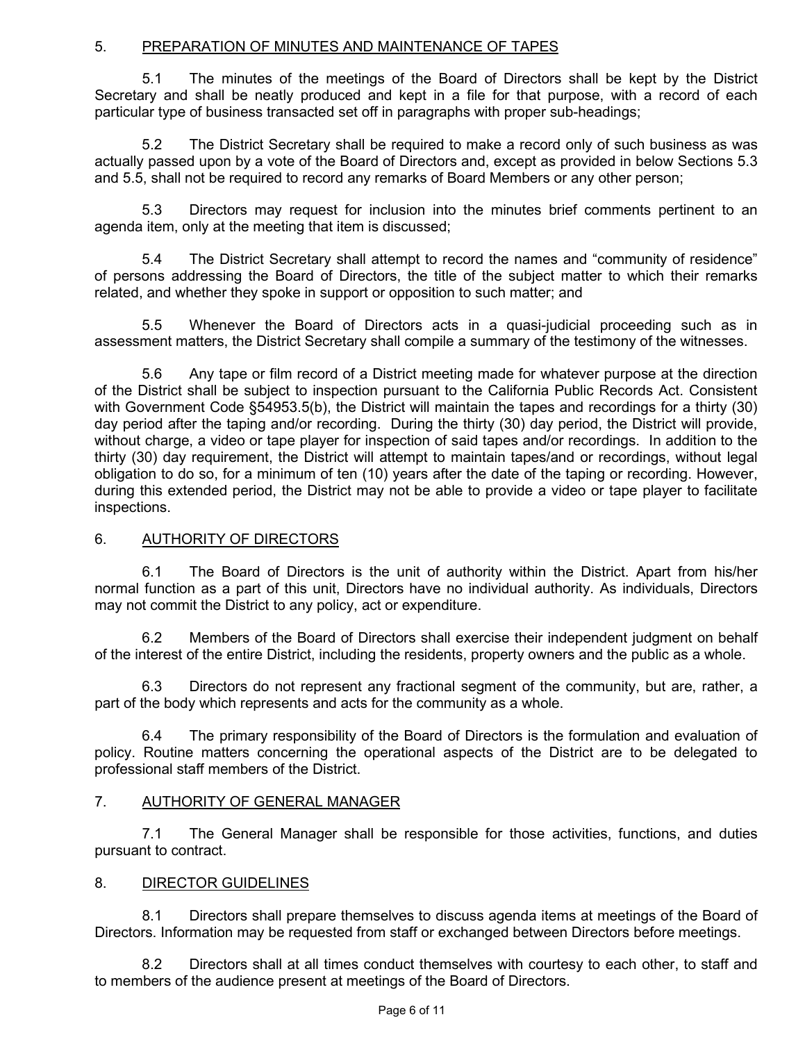## 5. PREPARATION OF MINUTES AND MAINTENANCE OF TAPES

5.1 The minutes of the meetings of the Board of Directors shall be kept by the District Secretary and shall be neatly produced and kept in a file for that purpose, with a record of each particular type of business transacted set off in paragraphs with proper sub-headings;

5.2 The District Secretary shall be required to make a record only of such business as was actually passed upon by a vote of the Board of Directors and, except as provided in below Sections 5.3 and 5.5, shall not be required to record any remarks of Board Members or any other person;

5.3 Directors may request for inclusion into the minutes brief comments pertinent to an agenda item, only at the meeting that item is discussed;

5.4 The District Secretary shall attempt to record the names and "community of residence" of persons addressing the Board of Directors, the title of the subject matter to which their remarks related, and whether they spoke in support or opposition to such matter; and

5.5 Whenever the Board of Directors acts in a quasi-judicial proceeding such as in assessment matters, the District Secretary shall compile a summary of the testimony of the witnesses.

5.6 Any tape or film record of a District meeting made for whatever purpose at the direction of the District shall be subject to inspection pursuant to the California Public Records Act. Consistent with Government Code §54953.5(b), the District will maintain the tapes and recordings for a thirty (30) day period after the taping and/or recording. During the thirty (30) day period, the District will provide, without charge, a video or tape player for inspection of said tapes and/or recordings. In addition to the thirty (30) day requirement, the District will attempt to maintain tapes/and or recordings, without legal obligation to do so, for a minimum of ten (10) years after the date of the taping or recording. However, during this extended period, the District may not be able to provide a video or tape player to facilitate inspections.

## 6. AUTHORITY OF DIRECTORS

6.1 The Board of Directors is the unit of authority within the District. Apart from his/her normal function as a part of this unit, Directors have no individual authority. As individuals, Directors may not commit the District to any policy, act or expenditure.

6.2 Members of the Board of Directors shall exercise their independent judgment on behalf of the interest of the entire District, including the residents, property owners and the public as a whole.

6.3 Directors do not represent any fractional segment of the community, but are, rather, a part of the body which represents and acts for the community as a whole.

6.4 The primary responsibility of the Board of Directors is the formulation and evaluation of policy. Routine matters concerning the operational aspects of the District are to be delegated to professional staff members of the District.

## 7. AUTHORITY OF GENERAL MANAGER

7.1 The General Manager shall be responsible for those activities, functions, and duties pursuant to contract.

## 8. DIRECTOR GUIDELINES

8.1 Directors shall prepare themselves to discuss agenda items at meetings of the Board of Directors. Information may be requested from staff or exchanged between Directors before meetings.

8.2 Directors shall at all times conduct themselves with courtesy to each other, to staff and to members of the audience present at meetings of the Board of Directors.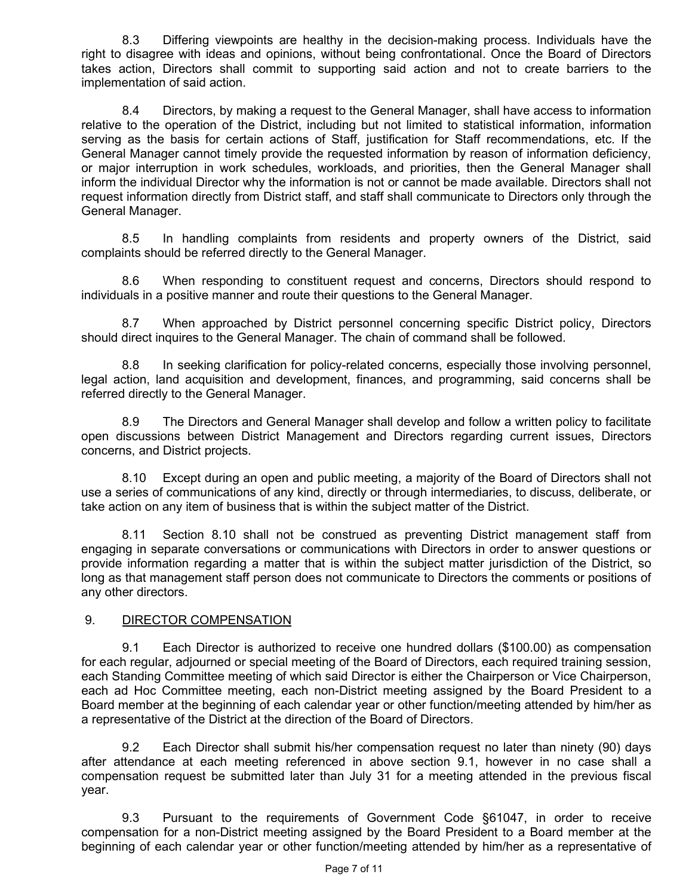8.3 Differing viewpoints are healthy in the decision-making process. Individuals have the right to disagree with ideas and opinions, without being confrontational. Once the Board of Directors takes action, Directors shall commit to supporting said action and not to create barriers to the implementation of said action.

8.4 Directors, by making a request to the General Manager, shall have access to information relative to the operation of the District, including but not limited to statistical information, information serving as the basis for certain actions of Staff, justification for Staff recommendations, etc. If the General Manager cannot timely provide the requested information by reason of information deficiency, or major interruption in work schedules, workloads, and priorities, then the General Manager shall inform the individual Director why the information is not or cannot be made available. Directors shall not request information directly from District staff, and staff shall communicate to Directors only through the General Manager.

8.5 In handling complaints from residents and property owners of the District, said complaints should be referred directly to the General Manager.

8.6 When responding to constituent request and concerns, Directors should respond to individuals in a positive manner and route their questions to the General Manager.

8.7 When approached by District personnel concerning specific District policy, Directors should direct inquires to the General Manager. The chain of command shall be followed.

8.8 In seeking clarification for policy-related concerns, especially those involving personnel, legal action, land acquisition and development, finances, and programming, said concerns shall be referred directly to the General Manager.

8.9 The Directors and General Manager shall develop and follow a written policy to facilitate open discussions between District Management and Directors regarding current issues, Directors concerns, and District projects.

8.10 Except during an open and public meeting, a majority of the Board of Directors shall not use a series of communications of any kind, directly or through intermediaries, to discuss, deliberate, or take action on any item of business that is within the subject matter of the District.

8.11 Section 8.10 shall not be construed as preventing District management staff from engaging in separate conversations or communications with Directors in order to answer questions or provide information regarding a matter that is within the subject matter jurisdiction of the District, so long as that management staff person does not communicate to Directors the comments or positions of any other directors.

## 9. <u>DIRECTOR COMPENSATION</u>

9.1 Each Director is authorized to receive one hundred dollars ($100.00) as compensation for each regular, adjourned or special meeting of the Board of Directors, each required training session, each Standing Committee meeting of which said Director is either the Chairperson or Vice Chairperson, each ad Hoc Committee meeting, each non-District meeting assigned by the Board President to a Board member at the beginning of each calendar year or other function/meeting attended by him/her as a representative of the District at the direction of the Board of Directors.

9.2 Each Director shall submit his/her compensation request no later than ninety (90) days after attendance at each meeting referenced in above section 9.1, however in no case shall a compensation request be submitted later than July 31 for a meeting attended in the previous fiscal year.

9.3 Pursuant to the requirements of Government Code §61047, in order to receive compensation for a non-District meeting assigned by the Board President to a Board member at the beginning of each calendar year or other function/meeting attended by him/her as a representative of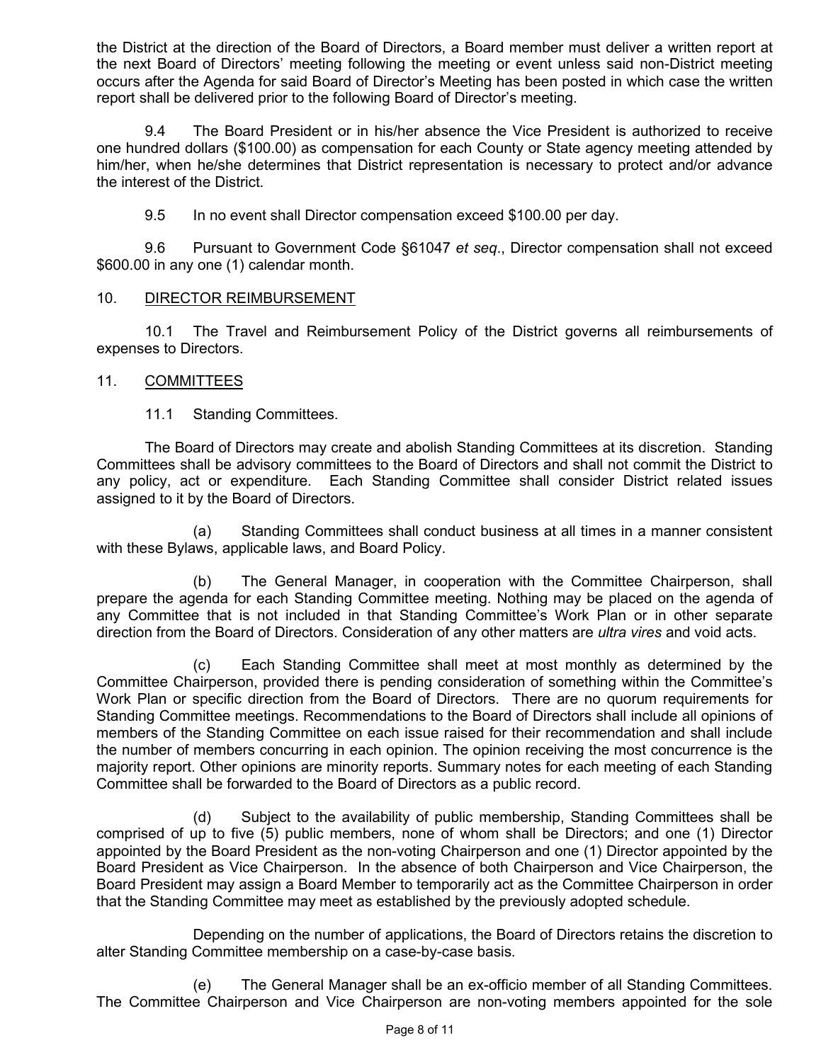the District at the direction of the Board of Directors, a Board member must deliver a written report at the next Board of Directors' meeting following the meeting or event unless said non-District meeting occurs after the Agenda for said Board of Director's Meeting has been posted in which case the written report shall be delivered prior to the following Board of Director's meeting.

9.4 The Board President or in his/her absence the Vice President is authorized to receive one hundred dollars ($100.00) as compensation for each County or State agency meeting attended by him/her, when he/she determines that District representation is necessary to protect and/or advance the interest of the District.

9.5 In no event shall Director compensation exceed $100.00 per day.

9.6 Pursuant to Government Code §61047 *et seq*., Director compensation shall not exceed $600.00 in any one (1) calendar month.

## 10. <u>DIRECTOR REIMBURSEMENT</u>

10.1 The Travel and Reimbursement Policy of the District governs all reimbursements of expenses to Directors.

## 11. <u>COMMITTEES</u>

### 11.1 Standing Committees.

The Board of Directors may create and abolish Standing Committees at its discretion. Standing Committees shall be advisory committees to the Board of Directors and shall not commit the District to any policy, act or expenditure. Each Standing Committee shall consider District related issues assigned to it by the Board of Directors.

(a) Standing Committees shall conduct business at all times in a manner consistent with these Bylaws, applicable laws, and Board Policy.

(b) The General Manager, in cooperation with the Committee Chairperson, shall prepare the agenda for each Standing Committee meeting. Nothing may be placed on the agenda of any Committee that is not included in that Standing Committee's Work Plan or in other separate direction from the Board of Directors. Consideration of any other matters are *ultra vires* and void acts.

(c) Each Standing Committee shall meet at most monthly as determined by the Committee Chairperson, provided there is pending consideration of something within the Committee's Work Plan or specific direction from the Board of Directors. There are no quorum requirements for Standing Committee meetings. Recommendations to the Board of Directors shall include all opinions of members of the Standing Committee on each issue raised for their recommendation and shall include the number of members concurring in each opinion. The opinion receiving the most concurrence is the majority report. Other opinions are minority reports. Summary notes for each meeting of each Standing Committee shall be forwarded to the Board of Directors as a public record.

(d) Subject to the availability of public membership, Standing Committees shall be comprised of up to five (5) public members, none of whom shall be Directors; and one (1) Director appointed by the Board President as the non-voting Chairperson and one (1) Director appointed by the Board President as Vice Chairperson. In the absence of both Chairperson and Vice Chairperson, the Board President may assign a Board Member to temporarily act as the Committee Chairperson in order that the Standing Committee may meet as established by the previously adopted schedule.

Depending on the number of applications, the Board of Directors retains the discretion to alter Standing Committee membership on a case-by-case basis.

(e) The General Manager shall be an ex-officio member of all Standing Committees. The Committee Chairperson and Vice Chairperson are non-voting members appointed for the sole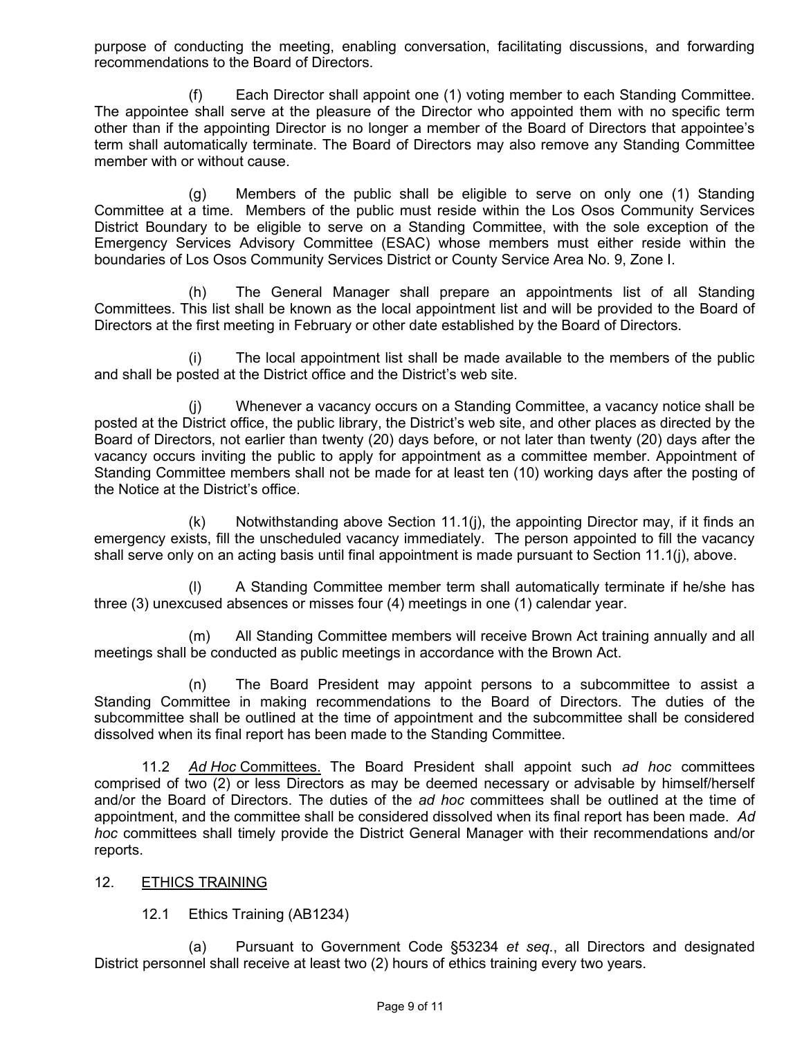purpose of conducting the meeting, enabling conversation, facilitating discussions, and forwarding recommendations to the Board of Directors.

(f) Each Director shall appoint one (1) voting member to each Standing Committee. The appointee shall serve at the pleasure of the Director who appointed them with no specific term other than if the appointing Director is no longer a member of the Board of Directors that appointee's term shall automatically terminate. The Board of Directors may also remove any Standing Committee member with or without cause.

(g) Members of the public shall be eligible to serve on only one (1) Standing Committee at a time. Members of the public must reside within the Los Osos Community Services District Boundary to be eligible to serve on a Standing Committee, with the sole exception of the Emergency Services Advisory Committee (ESAC) whose members must either reside within the boundaries of Los Osos Community Services District or County Service Area No. 9, Zone I.

(h) The General Manager shall prepare an appointments list of all Standing Committees. This list shall be known as the local appointment list and will be provided to the Board of Directors at the first meeting in February or other date established by the Board of Directors.

(i) The local appointment list shall be made available to the members of the public and shall be posted at the District office and the District's web site.

(j) Whenever a vacancy occurs on a Standing Committee, a vacancy notice shall be posted at the District office, the public library, the District's web site, and other places as directed by the Board of Directors, not earlier than twenty (20) days before, or not later than twenty (20) days after the vacancy occurs inviting the public to apply for appointment as a committee member. Appointment of Standing Committee members shall not be made for at least ten (10) working days after the posting of the Notice at the District's office.

(k) Notwithstanding above Section 11.1(j), the appointing Director may, if it finds an emergency exists, fill the unscheduled vacancy immediately. The person appointed to fill the vacancy shall serve only on an acting basis until final appointment is made pursuant to Section 11.1(j), above.

(l) A Standing Committee member term shall automatically terminate if he/she has three (3) unexcused absences or misses four (4) meetings in one (1) calendar year.

(m) All Standing Committee members will receive Brown Act training annually and all meetings shall be conducted as public meetings in accordance with the Brown Act.

(n) The Board President may appoint persons to a subcommittee to assist a Standing Committee in making recommendations to the Board of Directors. The duties of the subcommittee shall be outlined at the time of appointment and the subcommittee shall be considered dissolved when its final report has been made to the Standing Committee.

11.2 <u>*Ad Hoc* Committees.</u> The Board President shall appoint such *ad hoc* committees comprised of two (2) or less Directors as may be deemed necessary or advisable by himself/herself and/or the Board of Directors. The duties of the *ad hoc* committees shall be outlined at the time of appointment, and the committee shall be considered dissolved when its final report has been made. *Ad hoc* committees shall timely provide the District General Manager with their recommendations and/or reports.

## 12. <u>ETHICS TRAINING</u>

12.1 Ethics Training (AB1234)

(a) Pursuant to Government Code §53234 *et seq*., all Directors and designated District personnel shall receive at least two (2) hours of ethics training every two years.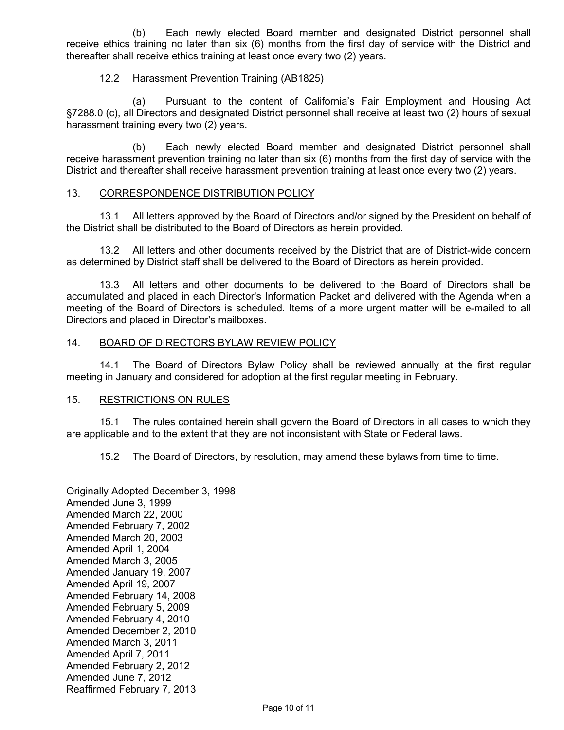(b) Each newly elected Board member and designated District personnel shall receive ethics training no later than six (6) months from the first day of service with the District and thereafter shall receive ethics training at least once every two (2) years.

12.2 Harassment Prevention Training (AB1825)

(a) Pursuant to the content of California's Fair Employment and Housing Act §7288.0 (c), all Directors and designated District personnel shall receive at least two (2) hours of sexual harassment training every two (2) years.

(b) Each newly elected Board member and designated District personnel shall receive harassment prevention training no later than six (6) months from the first day of service with the District and thereafter shall receive harassment prevention training at least once every two (2) years.

## 13. CORRESPONDENCE DISTRIBUTION POLICY

13.1 All letters approved by the Board of Directors and/or signed by the President on behalf of the District shall be distributed to the Board of Directors as herein provided.

13.2 All letters and other documents received by the District that are of District-wide concern as determined by District staff shall be delivered to the Board of Directors as herein provided.

13.3 All letters and other documents to be delivered to the Board of Directors shall be accumulated and placed in each Director's Information Packet and delivered with the Agenda when a meeting of the Board of Directors is scheduled. Items of a more urgent matter will be e-mailed to all Directors and placed in Director's mailboxes.

## 14. BOARD OF DIRECTORS BYLAW REVIEW POLICY

14.1 The Board of Directors Bylaw Policy shall be reviewed annually at the first regular meeting in January and considered for adoption at the first regular meeting in February.

## 15. RESTRICTIONS ON RULES

15.1 The rules contained herein shall govern the Board of Directors in all cases to which they are applicable and to the extent that they are not inconsistent with State or Federal laws.

15.2 The Board of Directors, by resolution, may amend these bylaws from time to time.

Originally Adopted December 3, 1998
Amended June 3, 1999
Amended March 22, 2000
Amended February 7, 2002
Amended March 20, 2003
Amended April 1, 2004
Amended March 3, 2005
Amended January 19, 2007
Amended April 19, 2007
Amended February 14, 2008
Amended February 5, 2009
Amended February 4, 2010
Amended December 2, 2010
Amended March 3, 2011
Amended April 7, 2011
Amended February 2, 2012
Amended June 7, 2012
Reaffirmed February 7, 2013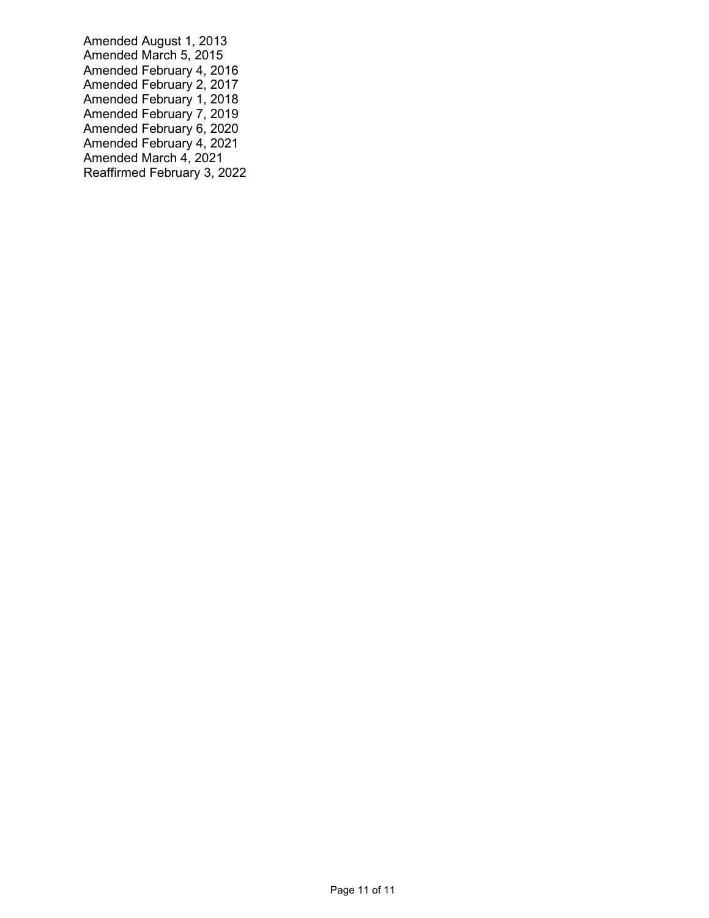Amended August 1, 2013
Amended March 5, 2015
Amended February 4, 2016
Amended February 2, 2017
Amended February 1, 2018
Amended February 7, 2019
Amended February 6, 2020
Amended February 4, 2021
Amended March 4, 2021
Reaffirmed February 3, 2022